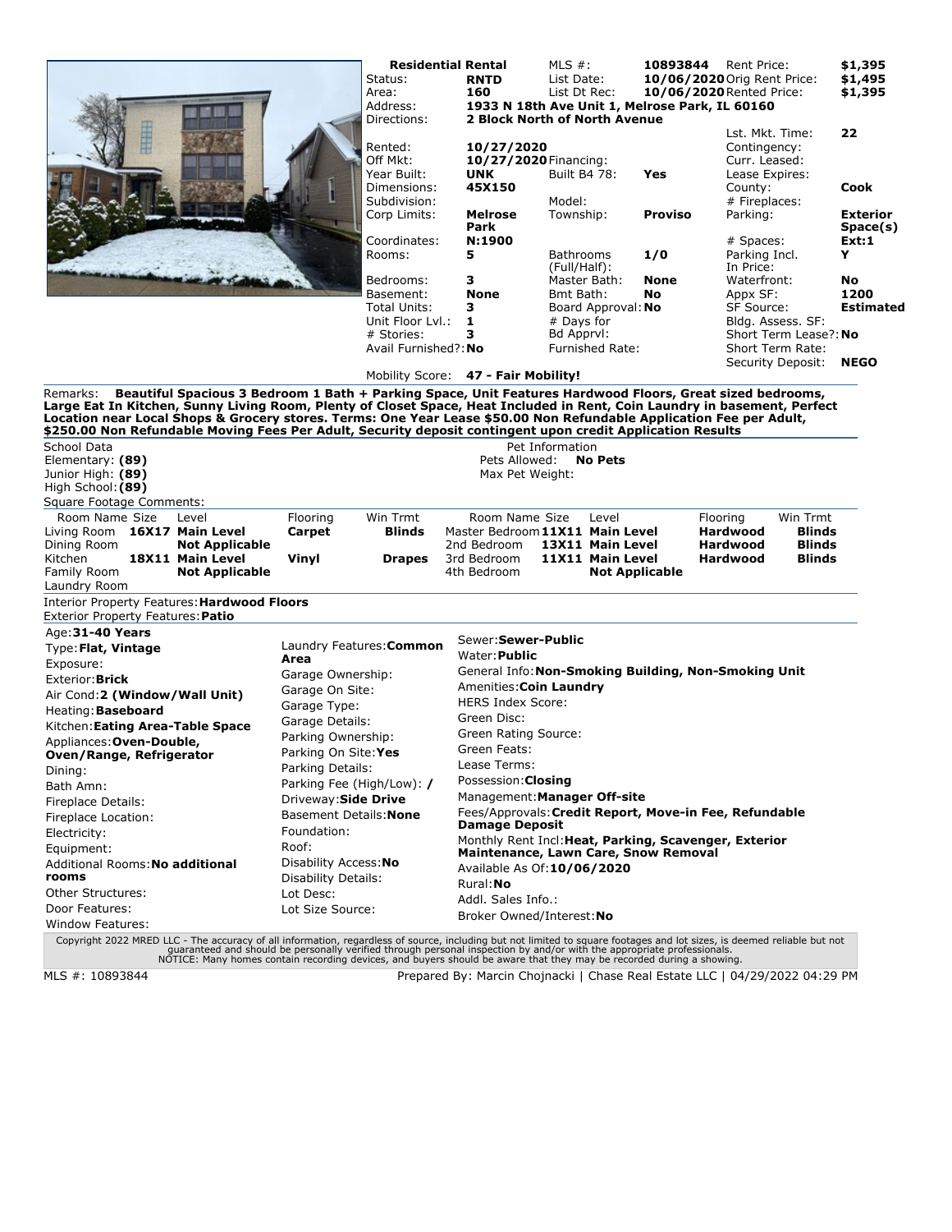**Residential Rental**

| | | | | | |
|---|---|---|---|---|---|
| Status: | **RNTD** | MLS #: | **10893844** | Rent Price: | **$1,395** |
| Area: | **160** | List Date: | **10/06/2020** | Orig Rent Price: | **$1,495** |
| Address: | **1933 N 18th Ave Unit 1, Melrose Park, IL 60160** | List Dt Rec: | **10/06/2020** | Rented Price: | **$1,395** |
| Directions: | **2 Block North of North Avenue** | | | | |
| Rented: | **10/27/2020** | | | Lst. Mkt. Time: | **22** |
| Off Mkt: | **10/27/2020** | Financing: | | Contingency: | |
| Year Built: | **UNK** | Built B4 78: | **Yes** | Curr. Leased: | |
| Dimensions: | **45X150** | | | Lease Expires: | |
| Subdivision: | | Model: | | County: | **Cook** |
| Corp Limits: | **Melrose Park** | Township: | **Proviso** | # Fireplaces: | |
| Coordinates: | **N:1900** | | | Parking: | **Exterior Space(s)** |
| Rooms: | **5** | Bathrooms (Full/Half): | **1/0** | # Spaces: | **Ext:1** |
| Bedrooms: | **3** | Master Bath: | **None** | Parking Incl. In Price: | **Y** |
| Basement: | **None** | Bmt Bath: | **No** | Waterfront: | **No** |
| Total Units: | **3** | Board Approval: | **No** | Appx SF: | **1200** |
| Unit Floor Lvl.: | **1** | # Days for Bd Apprvl: | | SF Source: | **Estimated** |
| # Stories: | **3** | | | Bldg. Assess. SF: | |
| Avail Furnished?: | **No** | Furnished Rate: | | Short Term Lease?: | **No** |
| | | | | Short Term Rate: | |
| | | | | Security Deposit: | **NEGO** |

Mobility Score: **47 - Fair Mobility!**

Remarks: **Beautiful Spacious 3 Bedroom 1 Bath + Parking Space, Unit Features Hardwood Floors, Great sized bedrooms, Large Eat In Kitchen, Sunny Living Room, Plenty of Closet Space, Heat Included in Rent, Coin Laundry in basement, Perfect Location near Local Shops & Grocery stores. Terms: One Year Lease $50.00 Non Refundable Application Fee per Adult, $250.00 Non Refundable Moving Fees Per Adult, Security deposit contingent upon credit Application Results**

School Data
Elementary: **(89)**
Junior High: **(89)**
High School: **(89)**

Pet Information
Pets Allowed: **No Pets**
Max Pet Weight:

Square Footage Comments:

| Room Name | Size | Level | Flooring | Win Trmt | Room Name | Size | Level | Flooring | Win Trmt |
|---|---|---|---|---|---|---|---|---|---|
| Living Room | **16X17** | **Main Level** | **Carpet** | **Blinds** | Master Bedroom | **11X11** | **Main Level** | **Hardwood** | **Blinds** |
| Dining Room | | **Not Applicable** | | | 2nd Bedroom | **13X11** | **Main Level** | **Hardwood** | **Blinds** |
| Kitchen | **18X11** | **Main Level** | **Vinyl** | **Drapes** | 3rd Bedroom | **11X11** | **Main Level** | **Hardwood** | **Blinds** |
| Family Room | | **Not Applicable** | | | 4th Bedroom | | **Not Applicable** | | |
| Laundry Room | | | | | | | | | |

Interior Property Features: **Hardwood Floors**
Exterior Property Features: **Patio**

Age: **31-40 Years**
Type: **Flat, Vintage**
Exposure:
Exterior: **Brick**
Air Cond: **2 (Window/Wall Unit)**
Heating: **Baseboard**
Kitchen: **Eating Area-Table Space**
Appliances: **Oven-Double, Oven/Range, Refrigerator**
Dining:
Bath Amn:
Fireplace Details:
Fireplace Location:
Electricity:
Equipment:
Additional Rooms: **No additional rooms**
Other Structures:
Door Features:
Window Features:

Laundry Features: **Common Area**
Garage Ownership:
Garage On Site:
Garage Type:
Garage Details:
Parking Ownership:
Parking On Site: **Yes**
Parking Details:
Parking Fee (High/Low): **/**
Driveway: **Side Drive**
Basement Details: **None**
Foundation:
Roof:
Disability Access: **No**
Disability Details:
Lot Desc:
Lot Size Source:

Sewer: **Sewer-Public**
Water: **Public**
General Info: **Non-Smoking Building, Non-Smoking Unit**
Amenities: **Coin Laundry**
HERS Index Score:
Green Disc:
Green Rating Source:
Green Feats:
Lease Terms:
Possession: **Closing**
Management: **Manager Off-site**
Fees/Approvals: **Credit Report, Move-in Fee, Refundable Damage Deposit**
Monthly Rent Incl: **Heat, Parking, Scavenger, Exterior Maintenance, Lawn Care, Snow Removal**
Available As Of: **10/06/2020**
Rural: **No**
Addl. Sales Info.:
Broker Owned/Interest: **No**

Copyright 2022 MRED LLC - The accuracy of all information, regardless of source, including but not limited to square footages and lot sizes, is deemed reliable but not guaranteed and should be personally verified through personal inspection by and/or with the appropriate professionals.
NOTICE: Many homes contain recording devices, and buyers should be aware that they may be recorded during a showing.

MLS #: 10893844 Prepared By: Marcin Chojnacki | Chase Real Estate LLC | 04/29/2022 04:29 PM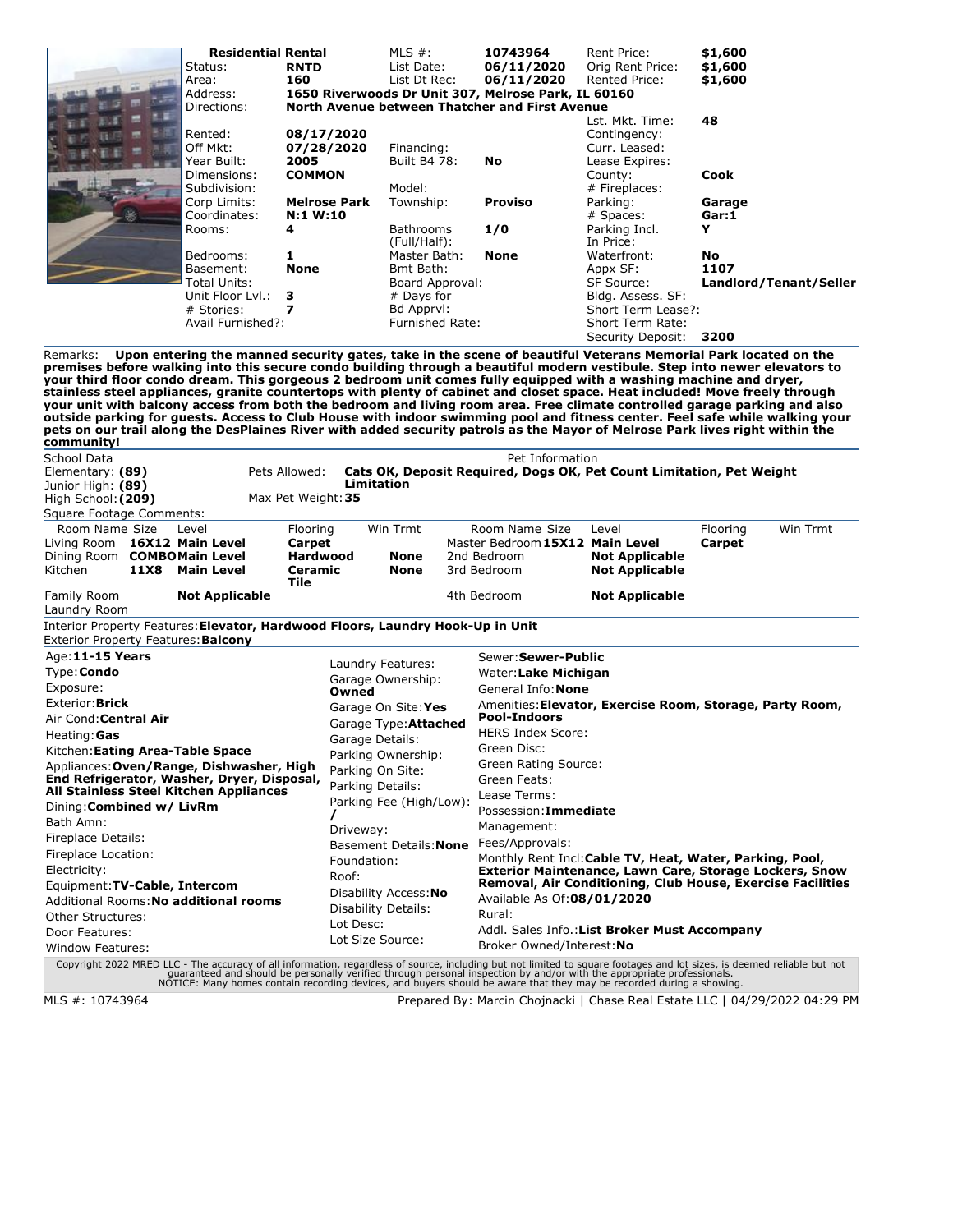| Residential Rental | | MLS #: | 10743964 | Rent Price: | $1,600 |
|---|---|---|---|---|---|
| Status: | RNTD | List Date: | 06/11/2020 | Orig Rent Price: | $1,600 |
| Area: | 160 | List Dt Rec: | 06/11/2020 | Rented Price: | $1,600 |
| Address: | 1650 Riverwoods Dr Unit 307, Melrose Park, IL 60160 | | | | |
| Directions: | North Avenue between Thatcher and First Avenue | | | | |
| | | | | Lst. Mkt. Time: | 48 |
| Rented: | 08/17/2020 | | | Contingency: | |
| Off Mkt: | 07/28/2020 | Financing: | | Curr. Leased: | |
| Year Built: | 2005 | Built B4 78: | No | Lease Expires: | |
| Dimensions: | COMMON | | | County: | Cook |
| Subdivision: | | Model: | | # Fireplaces: | |
| Corp Limits: | Melrose Park | Township: | Proviso | Parking: | Garage |
| Coordinates: | N:1 W:10 | | | # Spaces: | Gar:1 |
| Rooms: | 4 | Bathrooms (Full/Half): | 1/0 | Parking Incl. In Price: | Y |
| Bedrooms: | 1 | Master Bath: | None | Waterfront: | No |
| Basement: | None | Bmt Bath: | | Appx SF: | 1107 |
| Total Units: | | Board Approval: | | SF Source: | Landlord/Tenant/Seller |
| Unit Floor Lvl.: | 3 | # Days for Bd Apprvl: | | Bldg. Assess. SF: | |
| # Stories: | 7 | | | Short Term Lease?: | |
| Avail Furnished?: | | Furnished Rate: | | Short Term Rate: | |
| | | | | Security Deposit: | 3200 |

Remarks: **Upon entering the manned security gates, take in the scene of beautiful Veterans Memorial Park located on the premises before walking into this secure condo building through a beautiful modern vestibule. Step into newer elevators to your third floor condo dream. This gorgeous 2 bedroom unit comes fully equipped with a washing machine and dryer, stainless steel appliances, granite countertops with plenty of cabinet and closet space. Heat included! Move freely through your unit with balcony access from both the bedroom and living room area. Free climate controlled garage parking and also outside parking for guests. Access to Club House with indoor swimming pool and fitness center. Feel safe while walking your pets on our trail along the DesPlaines River with added security patrols as the Mayor of Melrose Park lives right within the community!**

School Data
Elementary: **(89)**
Junior High: **(89)**
High School: **(209)**

Pet Information
Pets Allowed: **Cats OK, Deposit Required, Dogs OK, Pet Count Limitation, Pet Weight Limitation**
Max Pet Weight: **35**

Square Footage Comments:

| Room Name | Size | Level | Flooring | Win Trmt | Room Name | Size | Level | Flooring | Win Trmt |
|---|---|---|---|---|---|---|---|---|---|
| Living Room | 16X12 | Main Level | Carpet | | Master Bedroom | 15X12 | Main Level | Carpet | |
| Dining Room | COMBO | Main Level | Hardwood | None | 2nd Bedroom | | Not Applicable | | |
| Kitchen | 11X8 | Main Level | Ceramic Tile | None | 3rd Bedroom | | Not Applicable | | |
| Family Room | | Not Applicable | | | 4th Bedroom | | Not Applicable | | |
| Laundry Room | | | | | | | | | |

Interior Property Features: **Elevator, Hardwood Floors, Laundry Hook-Up in Unit**
Exterior Property Features: **Balcony**

Age: **11-15 Years**
Type: **Condo**
Exposure:
Exterior: **Brick**
Air Cond: **Central Air**
Heating: **Gas**
Kitchen: **Eating Area-Table Space**
Appliances: **Oven/Range, Dishwasher, High End Refrigerator, Washer, Dryer, Disposal, All Stainless Steel Kitchen Appliances**
Dining: **Combined w/ LivRm**
Bath Amn:
Fireplace Details:
Fireplace Location:
Electricity:
Equipment: **TV-Cable, Intercom**
Additional Rooms: **No additional rooms**
Other Structures:
Door Features:
Window Features:

Laundry Features:
Garage Ownership: **Owned**
Garage On Site: **Yes**
Garage Type: **Attached**
Garage Details:
Parking Ownership:
Parking On Site:
Parking Details:
Parking Fee (High/Low): **/**
Driveway:
Basement Details: **None**
Foundation:
Roof:
Disability Access: **No**
Disability Details:
Lot Desc:
Lot Size Source:

Sewer: **Sewer-Public**
Water: **Lake Michigan**
General Info: **None**
Amenities: **Elevator, Exercise Room, Storage, Party Room, Pool-Indoors**
HERS Index Score:
Green Disc:
Green Rating Source:
Green Feats:
Lease Terms:
Possession: **Immediate**
Management:
Fees/Approvals:
Monthly Rent Incl: **Cable TV, Heat, Water, Parking, Pool, Exterior Maintenance, Lawn Care, Storage Lockers, Snow Removal, Air Conditioning, Club House, Exercise Facilities**
Available As Of: **08/01/2020**
Rural:
Addl. Sales Info.: **List Broker Must Accompany**
Broker Owned/Interest: **No**

Copyright 2022 MRED LLC - The accuracy of all information, regardless of source, including but not limited to square footages and lot sizes, is deemed reliable but not guaranteed and should be personally verified through personal inspection by and/or with the appropriate professionals.
NOTICE: Many homes contain recording devices, and buyers should be aware that they may be recorded during a showing.

MLS #: 10743964 Prepared By: Marcin Chojnacki | Chase Real Estate LLC | 04/29/2022 04:29 PM